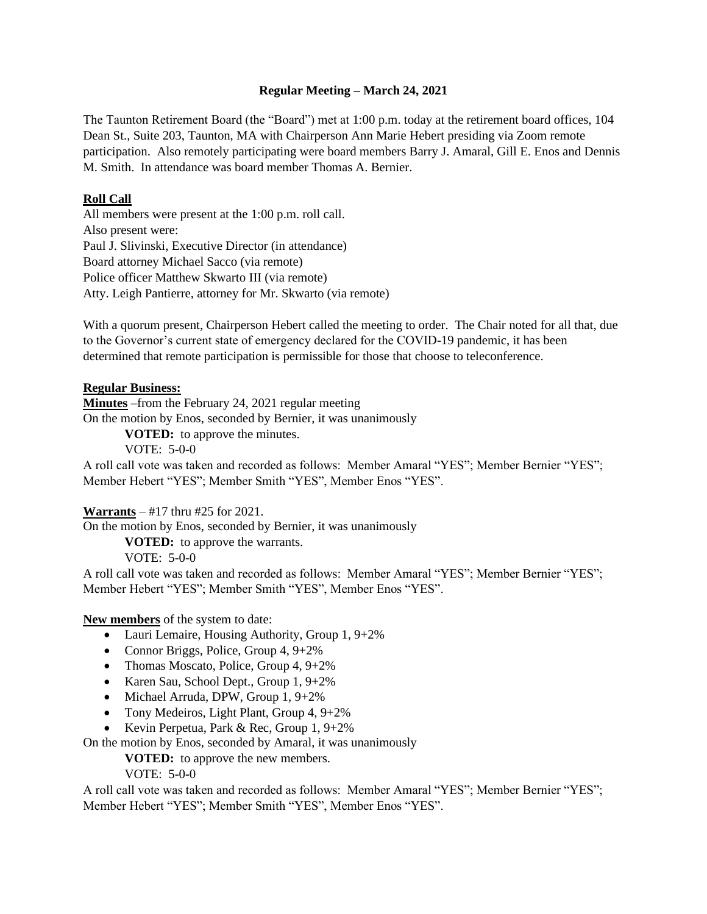## Regular Meeting – March 24, 2021

The Taunton Retirement Board (the "Board") met at 1:00 p.m. today at the retirement board offices, 104 Dean St., Suite 203, Taunton, MA with Chairperson Ann Marie Hebert presiding via Zoom remote participation. Also remotely participating were board members Barry J. Amaral, Gill E. Enos and Dennis M. Smith. In attendance was board member Thomas A. Bernier.

**Roll Call**

All members were present at the 1:00 p.m. roll call.
Also present were:
Paul J. Slivinski, Executive Director (in attendance)
Board attorney Michael Sacco (via remote)
Police officer Matthew Skwarto III (via remote)
Atty. Leigh Pantierre, attorney for Mr. Skwarto (via remote)

With a quorum present, Chairperson Hebert called the meeting to order. The Chair noted for all that, due to the Governor's current state of emergency declared for the COVID-19 pandemic, it has been determined that remote participation is permissible for those that choose to teleconference.

**Regular Business:**

**Minutes** –from the February 24, 2021 regular meeting
On the motion by Enos, seconded by Bernier, it was unanimously

> **VOTED:** to approve the minutes.
> VOTE: 5-0-0

A roll call vote was taken and recorded as follows: Member Amaral "YES"; Member Bernier "YES"; Member Hebert "YES"; Member Smith "YES", Member Enos "YES".

**Warrants** – #17 thru #25 for 2021.
On the motion by Enos, seconded by Bernier, it was unanimously

> **VOTED:** to approve the warrants.
> VOTE: 5-0-0

A roll call vote was taken and recorded as follows: Member Amaral "YES"; Member Bernier "YES"; Member Hebert "YES"; Member Smith "YES", Member Enos "YES".

**New members** of the system to date:

- Lauri Lemaire, Housing Authority, Group 1, 9+2%
- Connor Briggs, Police, Group 4, 9+2%
- Thomas Moscato, Police, Group 4, 9+2%
- Karen Sau, School Dept., Group 1, 9+2%
- Michael Arruda, DPW, Group 1, 9+2%
- Tony Medeiros, Light Plant, Group 4, 9+2%
- Kevin Perpetua, Park & Rec, Group 1, 9+2%

On the motion by Enos, seconded by Amaral, it was unanimously

> **VOTED:** to approve the new members.
> VOTE: 5-0-0

A roll call vote was taken and recorded as follows: Member Amaral "YES"; Member Bernier "YES"; Member Hebert "YES"; Member Smith "YES", Member Enos "YES".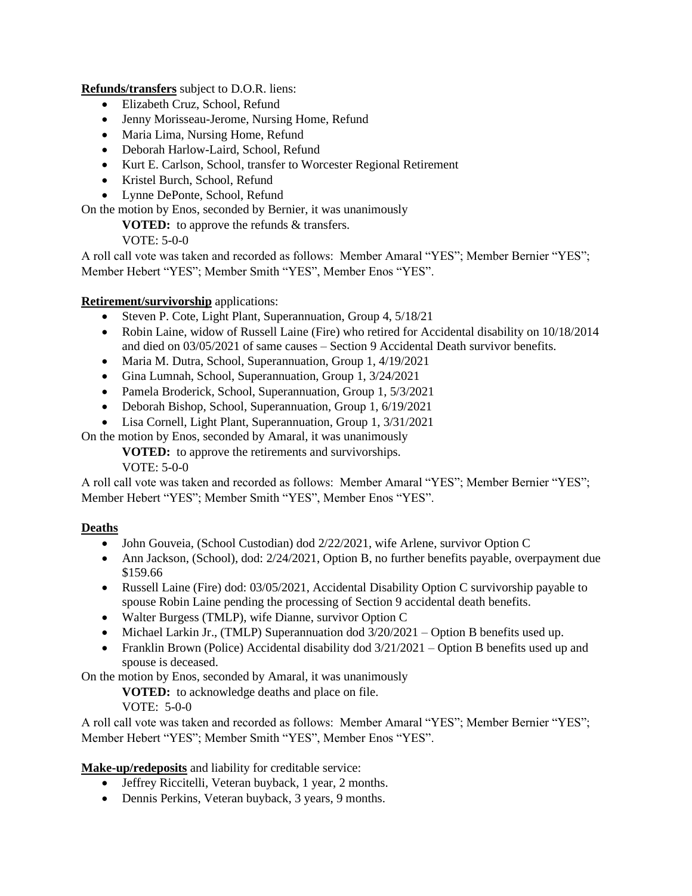**Refunds/transfers** subject to D.O.R. liens:

- Elizabeth Cruz, School, Refund
- Jenny Morisseau-Jerome, Nursing Home, Refund
- Maria Lima, Nursing Home, Refund
- Deborah Harlow-Laird, School, Refund
- Kurt E. Carlson, School, transfer to Worcester Regional Retirement
- Kristel Burch, School, Refund
- Lynne DePonte, School, Refund

On the motion by Enos, seconded by Bernier, it was unanimously

**VOTED:** to approve the refunds & transfers.

VOTE: 5-0-0

A roll call vote was taken and recorded as follows: Member Amaral "YES"; Member Bernier "YES"; Member Hebert "YES"; Member Smith "YES", Member Enos "YES".

**Retirement/survivorship** applications:

- Steven P. Cote, Light Plant, Superannuation, Group 4, 5/18/21
- Robin Laine, widow of Russell Laine (Fire) who retired for Accidental disability on 10/18/2014 and died on 03/05/2021 of same causes – Section 9 Accidental Death survivor benefits.
- Maria M. Dutra, School, Superannuation, Group 1, 4/19/2021
- Gina Lumnah, School, Superannuation, Group 1, 3/24/2021
- Pamela Broderick, School, Superannuation, Group 1, 5/3/2021
- Deborah Bishop, School, Superannuation, Group 1, 6/19/2021
- Lisa Cornell, Light Plant, Superannuation, Group 1, 3/31/2021

On the motion by Enos, seconded by Amaral, it was unanimously

**VOTED:** to approve the retirements and survivorships.

VOTE: 5-0-0

A roll call vote was taken and recorded as follows: Member Amaral "YES"; Member Bernier "YES"; Member Hebert "YES"; Member Smith "YES", Member Enos "YES".

**Deaths**

- John Gouveia, (School Custodian) dod 2/22/2021, wife Arlene, survivor Option C
- Ann Jackson, (School), dod: 2/24/2021, Option B, no further benefits payable, overpayment due $159.66
- Russell Laine (Fire) dod: 03/05/2021, Accidental Disability Option C survivorship payable to spouse Robin Laine pending the processing of Section 9 accidental death benefits.
- Walter Burgess (TMLP), wife Dianne, survivor Option C
- Michael Larkin Jr., (TMLP) Superannuation dod 3/20/2021 – Option B benefits used up.
- Franklin Brown (Police) Accidental disability dod 3/21/2021 – Option B benefits used up and spouse is deceased.

On the motion by Enos, seconded by Amaral, it was unanimously

**VOTED:** to acknowledge deaths and place on file.

VOTE: 5-0-0

A roll call vote was taken and recorded as follows: Member Amaral "YES"; Member Bernier "YES"; Member Hebert "YES"; Member Smith "YES", Member Enos "YES".

**Make-up/redeposits** and liability for creditable service:

- Jeffrey Riccitelli, Veteran buyback, 1 year, 2 months.
- Dennis Perkins, Veteran buyback, 3 years, 9 months.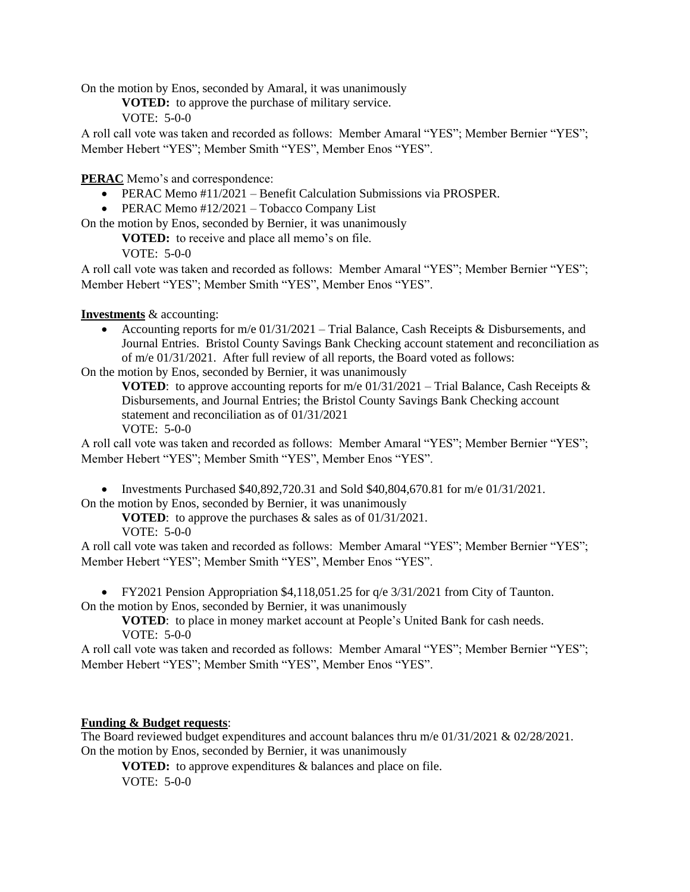On the motion by Enos, seconded by Amaral, it was unanimously

**VOTED:** to approve the purchase of military service.
VOTE: 5-0-0

A roll call vote was taken and recorded as follows: Member Amaral "YES"; Member Bernier "YES"; Member Hebert "YES"; Member Smith "YES", Member Enos "YES".

**PERAC** Memo's and correspondence:

- PERAC Memo #11/2021 – Benefit Calculation Submissions via PROSPER.
- PERAC Memo #12/2021 – Tobacco Company List

On the motion by Enos, seconded by Bernier, it was unanimously

**VOTED:** to receive and place all memo's on file.
VOTE: 5-0-0

A roll call vote was taken and recorded as follows: Member Amaral "YES"; Member Bernier "YES"; Member Hebert "YES"; Member Smith "YES", Member Enos "YES".

**Investments** & accounting:

- Accounting reports for m/e 01/31/2021 – Trial Balance, Cash Receipts & Disbursements, and Journal Entries. Bristol County Savings Bank Checking account statement and reconciliation as of m/e 01/31/2021. After full review of all reports, the Board voted as follows:

On the motion by Enos, seconded by Bernier, it was unanimously

**VOTED**: to approve accounting reports for m/e 01/31/2021 – Trial Balance, Cash Receipts & Disbursements, and Journal Entries; the Bristol County Savings Bank Checking account statement and reconciliation as of 01/31/2021
VOTE: 5-0-0

A roll call vote was taken and recorded as follows: Member Amaral "YES"; Member Bernier "YES"; Member Hebert "YES"; Member Smith "YES", Member Enos "YES".

- Investments Purchased $40,892,720.31 and Sold $40,804,670.81 for m/e 01/31/2021.

On the motion by Enos, seconded by Bernier, it was unanimously

**VOTED**: to approve the purchases & sales as of 01/31/2021.
VOTE: 5-0-0

A roll call vote was taken and recorded as follows: Member Amaral "YES"; Member Bernier "YES"; Member Hebert "YES"; Member Smith "YES", Member Enos "YES".

- FY2021 Pension Appropriation $4,118,051.25 for q/e 3/31/2021 from City of Taunton.

On the motion by Enos, seconded by Bernier, it was unanimously

**VOTED**: to place in money market account at People's United Bank for cash needs.
VOTE: 5-0-0

A roll call vote was taken and recorded as follows: Member Amaral "YES"; Member Bernier "YES"; Member Hebert "YES"; Member Smith "YES", Member Enos "YES".

**Funding & Budget requests**:

The Board reviewed budget expenditures and account balances thru m/e 01/31/2021 & 02/28/2021.
On the motion by Enos, seconded by Bernier, it was unanimously

**VOTED:** to approve expenditures & balances and place on file.
VOTE: 5-0-0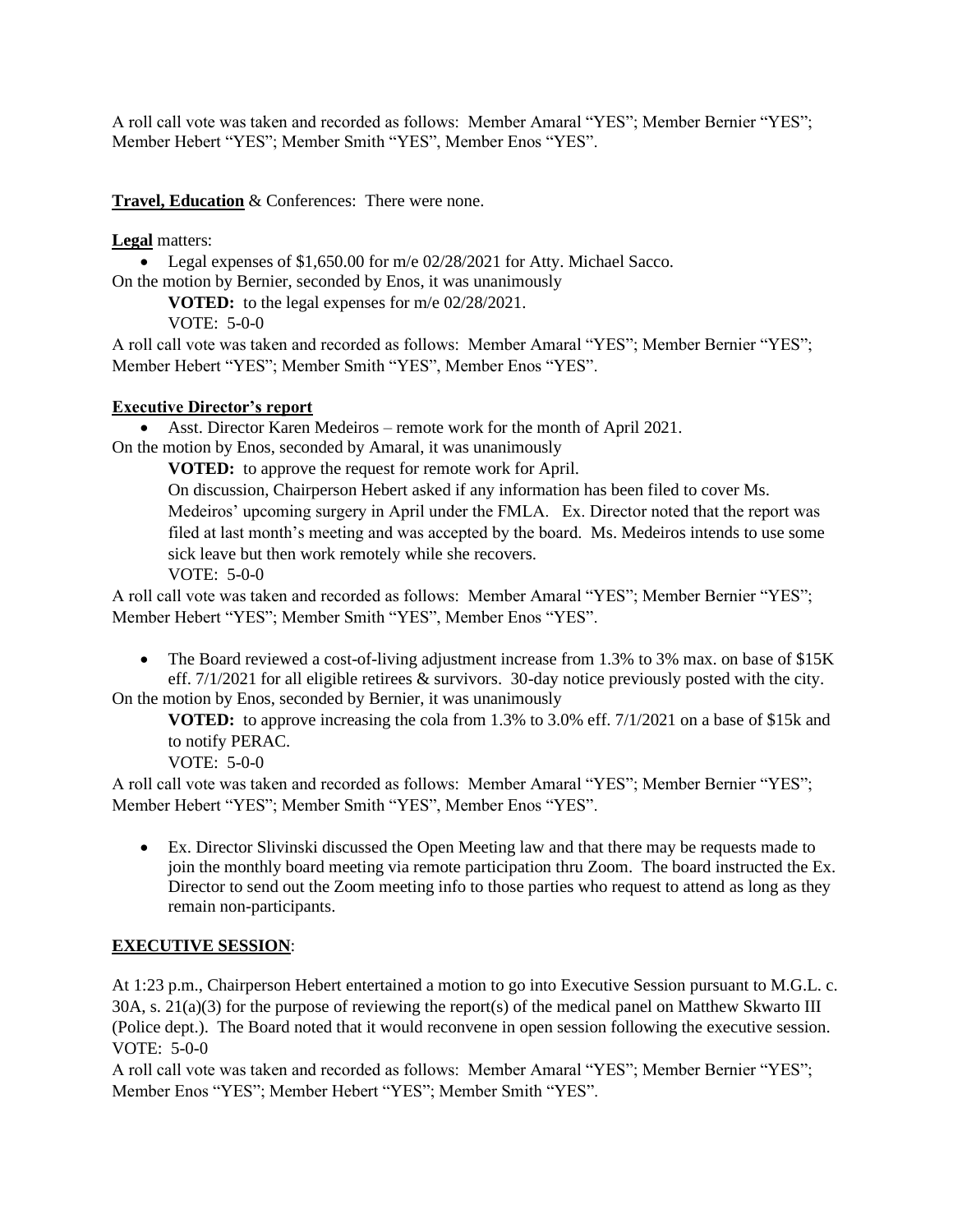A roll call vote was taken and recorded as follows: Member Amaral "YES"; Member Bernier "YES"; Member Hebert "YES"; Member Smith "YES", Member Enos "YES".

**Travel, Education** & Conferences: There were none.

**Legal** matters:

- Legal expenses of $1,650.00 for m/e 02/28/2021 for Atty. Michael Sacco.

On the motion by Bernier, seconded by Enos, it was unanimously

**VOTED:** to the legal expenses for m/e 02/28/2021.

VOTE: 5-0-0

A roll call vote was taken and recorded as follows: Member Amaral "YES"; Member Bernier "YES"; Member Hebert "YES"; Member Smith "YES", Member Enos "YES".

**Executive Director's report**

- Asst. Director Karen Medeiros – remote work for the month of April 2021.

On the motion by Enos, seconded by Amaral, it was unanimously

**VOTED:** to approve the request for remote work for April.

On discussion, Chairperson Hebert asked if any information has been filed to cover Ms. Medeiros' upcoming surgery in April under the FMLA. Ex. Director noted that the report was filed at last month's meeting and was accepted by the board. Ms. Medeiros intends to use some sick leave but then work remotely while she recovers.

VOTE: 5-0-0

A roll call vote was taken and recorded as follows: Member Amaral "YES"; Member Bernier "YES"; Member Hebert "YES"; Member Smith "YES", Member Enos "YES".

- The Board reviewed a cost-of-living adjustment increase from 1.3% to 3% max. on base of $15K eff. 7/1/2021 for all eligible retirees & survivors. 30-day notice previously posted with the city.

On the motion by Enos, seconded by Bernier, it was unanimously

**VOTED:** to approve increasing the cola from 1.3% to 3.0% eff. 7/1/2021 on a base of $15k and to notify PERAC.

VOTE: 5-0-0

A roll call vote was taken and recorded as follows: Member Amaral "YES"; Member Bernier "YES"; Member Hebert "YES"; Member Smith "YES", Member Enos "YES".

- Ex. Director Slivinski discussed the Open Meeting law and that there may be requests made to join the monthly board meeting via remote participation thru Zoom. The board instructed the Ex. Director to send out the Zoom meeting info to those parties who request to attend as long as they remain non-participants.

**EXECUTIVE SESSION**:

At 1:23 p.m., Chairperson Hebert entertained a motion to go into Executive Session pursuant to M.G.L. c. 30A, s. 21(a)(3) for the purpose of reviewing the report(s) of the medical panel on Matthew Skwarto III (Police dept.). The Board noted that it would reconvene in open session following the executive session.

VOTE: 5-0-0

A roll call vote was taken and recorded as follows: Member Amaral "YES"; Member Bernier "YES"; Member Enos "YES"; Member Hebert "YES"; Member Smith "YES".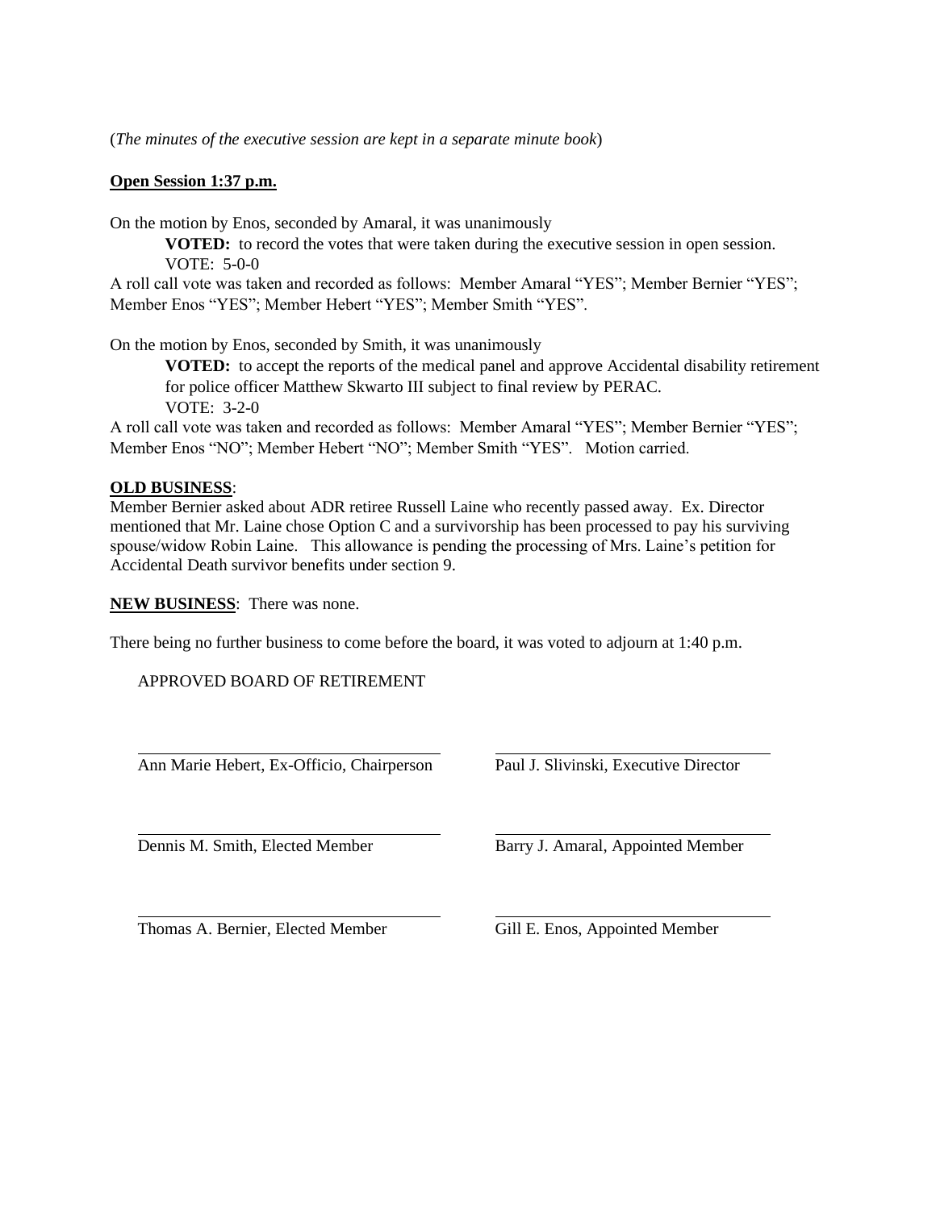(*The minutes of the executive session are kept in a separate minute book*)

**Open Session 1:37 p.m.**

On the motion by Enos, seconded by Amaral, it was unanimously

> **VOTED:** to record the votes that were taken during the executive session in open session.
> VOTE: 5-0-0

A roll call vote was taken and recorded as follows: Member Amaral "YES"; Member Bernier "YES"; Member Enos "YES"; Member Hebert "YES"; Member Smith "YES".

On the motion by Enos, seconded by Smith, it was unanimously

> **VOTED:** to accept the reports of the medical panel and approve Accidental disability retirement for police officer Matthew Skwarto III subject to final review by PERAC.
> VOTE: 3-2-0

A roll call vote was taken and recorded as follows: Member Amaral "YES"; Member Bernier "YES"; Member Enos "NO"; Member Hebert "NO"; Member Smith "YES". Motion carried.

**OLD BUSINESS**:
Member Bernier asked about ADR retiree Russell Laine who recently passed away. Ex. Director mentioned that Mr. Laine chose Option C and a survivorship has been processed to pay his surviving spouse/widow Robin Laine. This allowance is pending the processing of Mrs. Laine's petition for Accidental Death survivor benefits under section 9.

**NEW BUSINESS**: There was none.

There being no further business to come before the board, it was voted to adjourn at 1:40 p.m.

APPROVED BOARD OF RETIREMENT

Ann Marie Hebert, Ex-Officio, Chairperson

Paul J. Slivinski, Executive Director

Dennis M. Smith, Elected Member

Barry J. Amaral, Appointed Member

Thomas A. Bernier, Elected Member

Gill E. Enos, Appointed Member